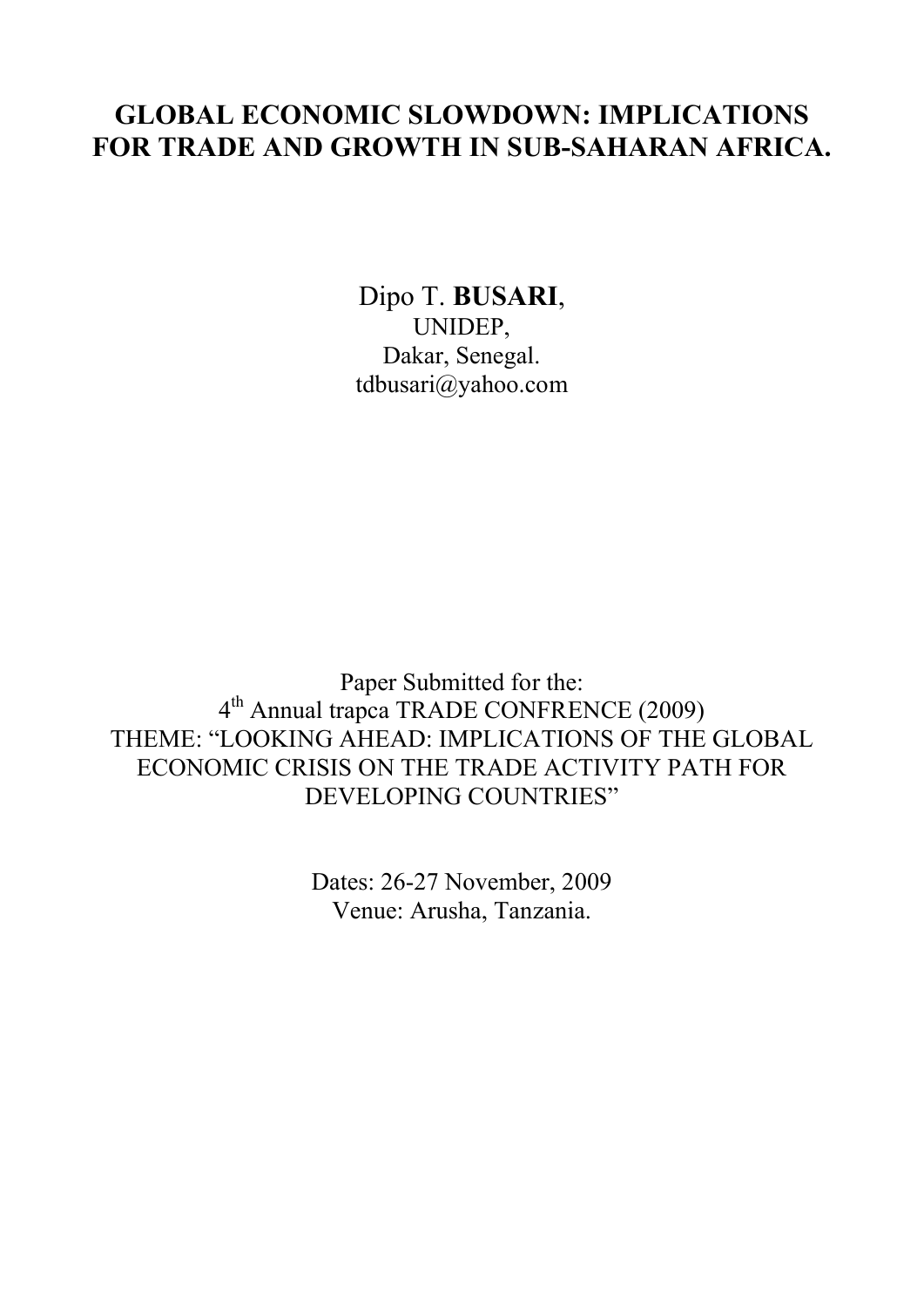# GLOBAL ECONOMIC SLOWDOWN: IMPLICATIONS FOR TRADE AND GROWTH IN SUB-SAHARAN AFRICA.

Dipo T. **BUSARI**,
UNIDEP,
Dakar, Senegal.
tdbusari@yahoo.com

Paper Submitted for the:
4th Annual trapca TRADE CONFRENCE (2009)
THEME: "LOOKING AHEAD: IMPLICATIONS OF THE GLOBAL ECONOMIC CRISIS ON THE TRADE ACTIVITY PATH FOR DEVELOPING COUNTRIES"

Dates: 26-27 November, 2009
Venue: Arusha, Tanzania.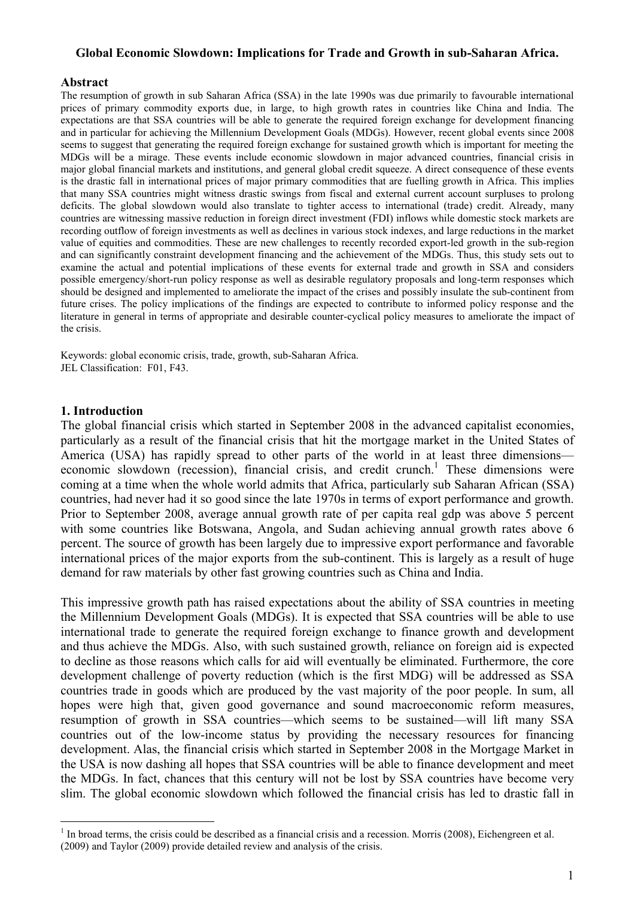**Global Economic Slowdown: Implications for Trade and Growth in sub-Saharan Africa.**

## Abstract

The resumption of growth in sub Saharan Africa (SSA) in the late 1990s was due primarily to favourable international prices of primary commodity exports due, in large, to high growth rates in countries like China and India. The expectations are that SSA countries will be able to generate the required foreign exchange for development financing and in particular for achieving the Millennium Development Goals (MDGs). However, recent global events since 2008 seems to suggest that generating the required foreign exchange for sustained growth which is important for meeting the MDGs will be a mirage. These events include economic slowdown in major advanced countries, financial crisis in major global financial markets and institutions, and general global credit squeeze. A direct consequence of these events is the drastic fall in international prices of major primary commodities that are fuelling growth in Africa. This implies that many SSA countries might witness drastic swings from fiscal and external current account surpluses to prolong deficits. The global slowdown would also translate to tighter access to international (trade) credit. Already, many countries are witnessing massive reduction in foreign direct investment (FDI) inflows while domestic stock markets are recording outflow of foreign investments as well as declines in various stock indexes, and large reductions in the market value of equities and commodities. These are new challenges to recently recorded export-led growth in the sub-region and can significantly constraint development financing and the achievement of the MDGs. Thus, this study sets out to examine the actual and potential implications of these events for external trade and growth in SSA and considers possible emergency/short-run policy response as well as desirable regulatory proposals and long-term responses which should be designed and implemented to ameliorate the impact of the crises and possibly insulate the sub-continent from future crises. The policy implications of the findings are expected to contribute to informed policy response and the literature in general in terms of appropriate and desirable counter-cyclical policy measures to ameliorate the impact of the crisis.

Keywords: global economic crisis, trade, growth, sub-Saharan Africa.
JEL Classification: F01, F43.

## 1. Introduction

The global financial crisis which started in September 2008 in the advanced capitalist economies, particularly as a result of the financial crisis that hit the mortgage market in the United States of America (USA) has rapidly spread to other parts of the world in at least three dimensions—economic slowdown (recession), financial crisis, and credit crunch.[1] These dimensions were coming at a time when the whole world admits that Africa, particularly sub Saharan African (SSA) countries, had never had it so good since the late 1970s in terms of export performance and growth. Prior to September 2008, average annual growth rate of per capita real gdp was above 5 percent with some countries like Botswana, Angola, and Sudan achieving annual growth rates above 6 percent. The source of growth has been largely due to impressive export performance and favorable international prices of the major exports from the sub-continent. This is largely as a result of huge demand for raw materials by other fast growing countries such as China and India.

This impressive growth path has raised expectations about the ability of SSA countries in meeting the Millennium Development Goals (MDGs). It is expected that SSA countries will be able to use international trade to generate the required foreign exchange to finance growth and development and thus achieve the MDGs. Also, with such sustained growth, reliance on foreign aid is expected to decline as those reasons which calls for aid will eventually be eliminated. Furthermore, the core development challenge of poverty reduction (which is the first MDG) will be addressed as SSA countries trade in goods which are produced by the vast majority of the poor people. In sum, all hopes were high that, given good governance and sound macroeconomic reform measures, resumption of growth in SSA countries—which seems to be sustained—will lift many SSA countries out of the low-income status by providing the necessary resources for financing development. Alas, the financial crisis which started in September 2008 in the Mortgage Market in the USA is now dashing all hopes that SSA countries will be able to finance development and meet the MDGs. In fact, chances that this century will not be lost by SSA countries have become very slim. The global economic slowdown which followed the financial crisis has led to drastic fall in

[1] In broad terms, the crisis could be described as a financial crisis and a recession. Morris (2008), Eichengreen et al. (2009) and Taylor (2009) provide detailed review and analysis of the crisis.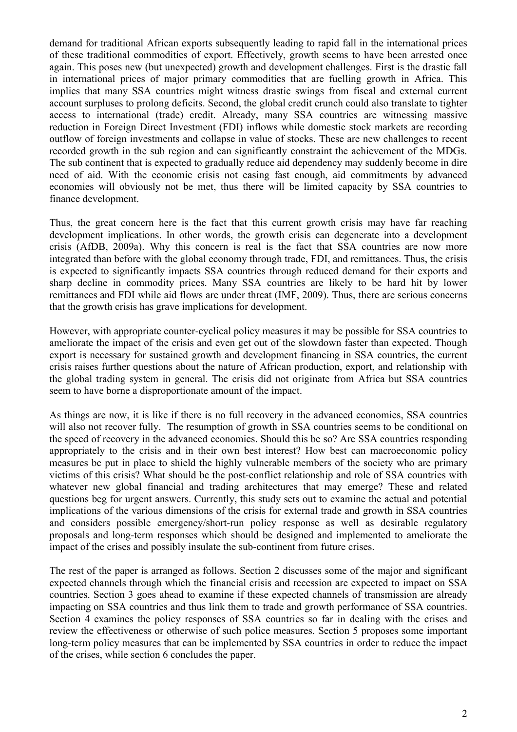demand for traditional African exports subsequently leading to rapid fall in the international prices of these traditional commodities of export. Effectively, growth seems to have been arrested once again. This poses new (but unexpected) growth and development challenges. First is the drastic fall in international prices of major primary commodities that are fuelling growth in Africa. This implies that many SSA countries might witness drastic swings from fiscal and external current account surpluses to prolong deficits. Second, the global credit crunch could also translate to tighter access to international (trade) credit. Already, many SSA countries are witnessing massive reduction in Foreign Direct Investment (FDI) inflows while domestic stock markets are recording outflow of foreign investments and collapse in value of stocks. These are new challenges to recent recorded growth in the sub region and can significantly constraint the achievement of the MDGs. The sub continent that is expected to gradually reduce aid dependency may suddenly become in dire need of aid. With the economic crisis not easing fast enough, aid commitments by advanced economies will obviously not be met, thus there will be limited capacity by SSA countries to finance development.

Thus, the great concern here is the fact that this current growth crisis may have far reaching development implications. In other words, the growth crisis can degenerate into a development crisis (AfDB, 2009a). Why this concern is real is the fact that SSA countries are now more integrated than before with the global economy through trade, FDI, and remittances. Thus, the crisis is expected to significantly impacts SSA countries through reduced demand for their exports and sharp decline in commodity prices. Many SSA countries are likely to be hard hit by lower remittances and FDI while aid flows are under threat (IMF, 2009). Thus, there are serious concerns that the growth crisis has grave implications for development.

However, with appropriate counter-cyclical policy measures it may be possible for SSA countries to ameliorate the impact of the crisis and even get out of the slowdown faster than expected. Though export is necessary for sustained growth and development financing in SSA countries, the current crisis raises further questions about the nature of African production, export, and relationship with the global trading system in general. The crisis did not originate from Africa but SSA countries seem to have borne a disproportionate amount of the impact.

As things are now, it is like if there is no full recovery in the advanced economies, SSA countries will also not recover fully. The resumption of growth in SSA countries seems to be conditional on the speed of recovery in the advanced economies. Should this be so? Are SSA countries responding appropriately to the crisis and in their own best interest? How best can macroeconomic policy measures be put in place to shield the highly vulnerable members of the society who are primary victims of this crisis? What should be the post-conflict relationship and role of SSA countries with whatever new global financial and trading architectures that may emerge? These and related questions beg for urgent answers. Currently, this study sets out to examine the actual and potential implications of the various dimensions of the crisis for external trade and growth in SSA countries and considers possible emergency/short-run policy response as well as desirable regulatory proposals and long-term responses which should be designed and implemented to ameliorate the impact of the crises and possibly insulate the sub-continent from future crises.

The rest of the paper is arranged as follows. Section 2 discusses some of the major and significant expected channels through which the financial crisis and recession are expected to impact on SSA countries. Section 3 goes ahead to examine if these expected channels of transmission are already impacting on SSA countries and thus link them to trade and growth performance of SSA countries. Section 4 examines the policy responses of SSA countries so far in dealing with the crises and review the effectiveness or otherwise of such police measures. Section 5 proposes some important long-term policy measures that can be implemented by SSA countries in order to reduce the impact of the crises, while section 6 concludes the paper.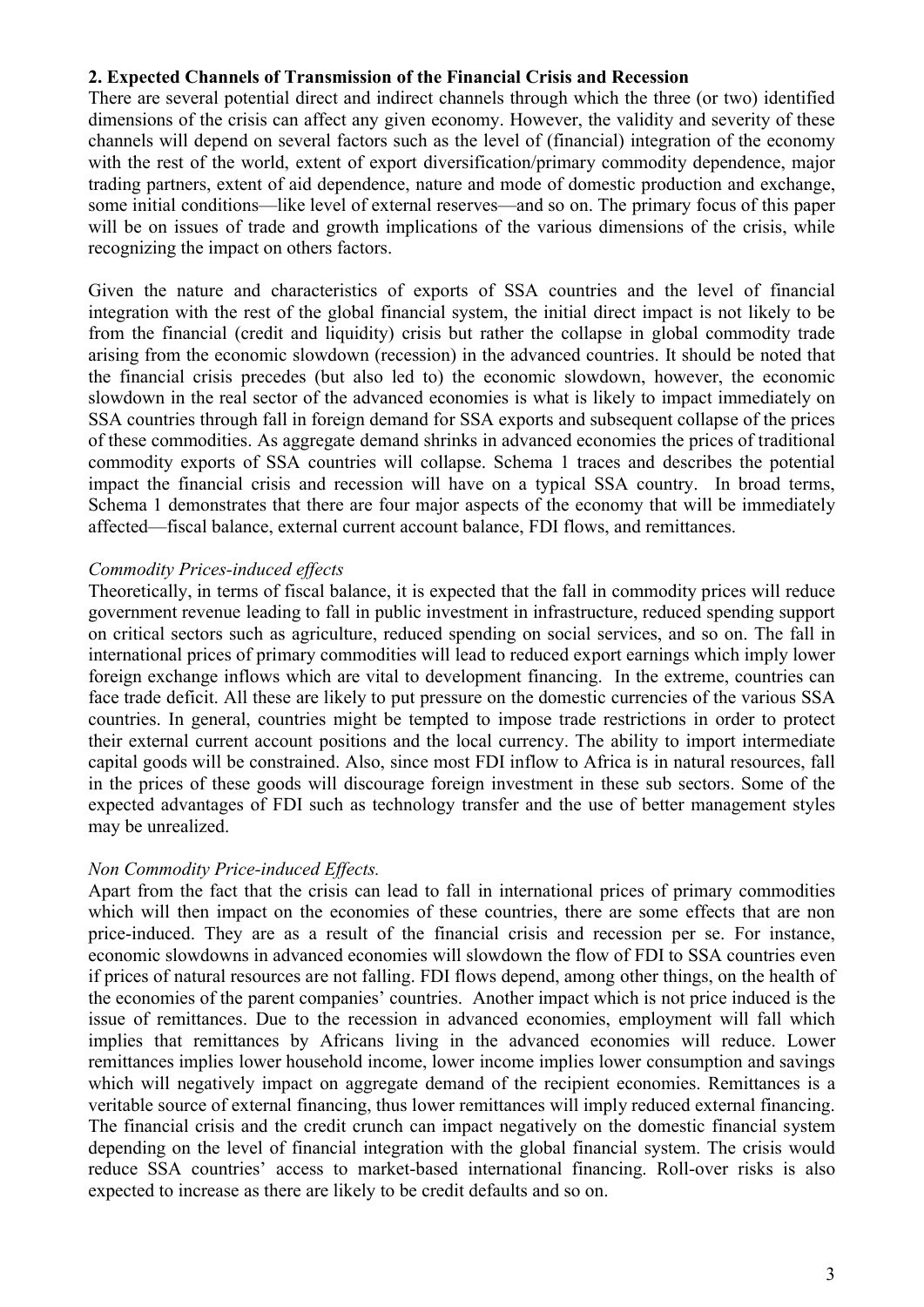## 2. Expected Channels of Transmission of the Financial Crisis and Recession

There are several potential direct and indirect channels through which the three (or two) identified dimensions of the crisis can affect any given economy. However, the validity and severity of these channels will depend on several factors such as the level of (financial) integration of the economy with the rest of the world, extent of export diversification/primary commodity dependence, major trading partners, extent of aid dependence, nature and mode of domestic production and exchange, some initial conditions—like level of external reserves—and so on. The primary focus of this paper will be on issues of trade and growth implications of the various dimensions of the crisis, while recognizing the impact on others factors.

Given the nature and characteristics of exports of SSA countries and the level of financial integration with the rest of the global financial system, the initial direct impact is not likely to be from the financial (credit and liquidity) crisis but rather the collapse in global commodity trade arising from the economic slowdown (recession) in the advanced countries. It should be noted that the financial crisis precedes (but also led to) the economic slowdown, however, the economic slowdown in the real sector of the advanced economies is what is likely to impact immediately on SSA countries through fall in foreign demand for SSA exports and subsequent collapse of the prices of these commodities. As aggregate demand shrinks in advanced economies the prices of traditional commodity exports of SSA countries will collapse. Schema 1 traces and describes the potential impact the financial crisis and recession will have on a typical SSA country. In broad terms, Schema 1 demonstrates that there are four major aspects of the economy that will be immediately affected—fiscal balance, external current account balance, FDI flows, and remittances.

*Commodity Prices-induced effects*

Theoretically, in terms of fiscal balance, it is expected that the fall in commodity prices will reduce government revenue leading to fall in public investment in infrastructure, reduced spending support on critical sectors such as agriculture, reduced spending on social services, and so on. The fall in international prices of primary commodities will lead to reduced export earnings which imply lower foreign exchange inflows which are vital to development financing. In the extreme, countries can face trade deficit. All these are likely to put pressure on the domestic currencies of the various SSA countries. In general, countries might be tempted to impose trade restrictions in order to protect their external current account positions and the local currency. The ability to import intermediate capital goods will be constrained. Also, since most FDI inflow to Africa is in natural resources, fall in the prices of these goods will discourage foreign investment in these sub sectors. Some of the expected advantages of FDI such as technology transfer and the use of better management styles may be unrealized.

*Non Commodity Price-induced Effects.*

Apart from the fact that the crisis can lead to fall in international prices of primary commodities which will then impact on the economies of these countries, there are some effects that are non price-induced. They are as a result of the financial crisis and recession per se. For instance, economic slowdowns in advanced economies will slowdown the flow of FDI to SSA countries even if prices of natural resources are not falling. FDI flows depend, among other things, on the health of the economies of the parent companies' countries. Another impact which is not price induced is the issue of remittances. Due to the recession in advanced economies, employment will fall which implies that remittances by Africans living in the advanced economies will reduce. Lower remittances implies lower household income, lower income implies lower consumption and savings which will negatively impact on aggregate demand of the recipient economies. Remittances is a veritable source of external financing, thus lower remittances will imply reduced external financing. The financial crisis and the credit crunch can impact negatively on the domestic financial system depending on the level of financial integration with the global financial system. The crisis would reduce SSA countries' access to market-based international financing. Roll-over risks is also expected to increase as there are likely to be credit defaults and so on.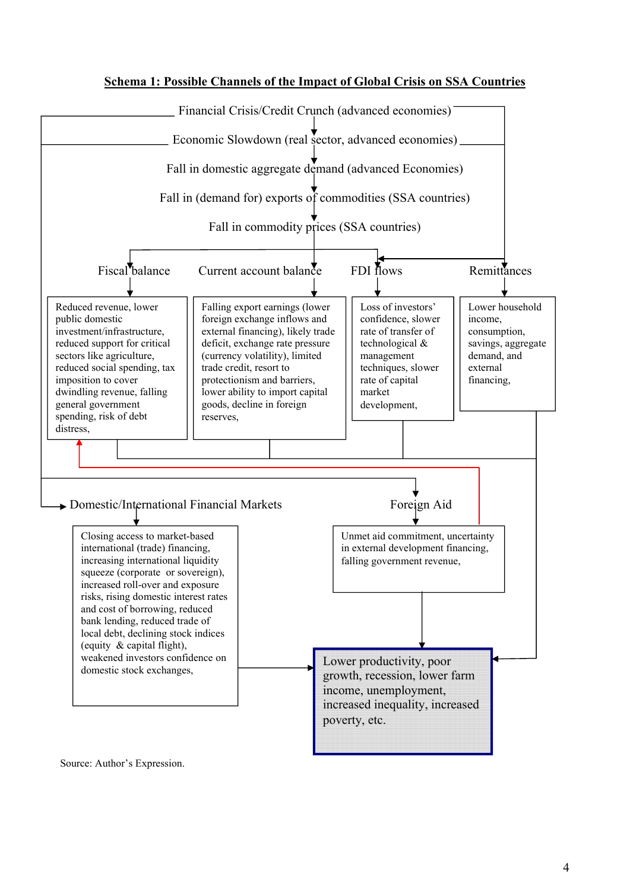**Schema 1: Possible Channels of the Impact of Global Crisis on SSA Countries**

Financial Crisis/Credit Crunch (advanced economies)

Economic Slowdown (real sector, advanced economies)

Fall in domestic aggregate demand (advanced Economies)

Fall in (demand for) exports of commodities (SSA countries)

Fall in commodity prices (SSA countries)

Fiscal balance

Reduced revenue, lower public domestic investment/infrastructure, reduced support for critical sectors like agriculture, reduced social spending, tax imposition to cover dwindling revenue, falling general government spending, risk of debt distress,

Current account balance

Falling export earnings (lower foreign exchange inflows and external financing), likely trade deficit, exchange rate pressure (currency volatility), limited trade credit, resort to trade protectionism and barriers, lower ability to import capital goods, decline in foreign reserves,

FDI flows

Loss of investors' confidence, slower rate of transfer of technological & management techniques, slower rate of capital market development,

Remittances

Lower household income, consumption, savings, aggregate demand, and external financing,

Domestic/International Financial Markets

Closing access to market-based international (trade) financing, increasing international liquidity squeeze (corporate or sovereign), increased roll-over and exposure risks, rising domestic interest rates and cost of borrowing, reduced bank lending, reduced trade of local debt, declining stock indices (equity & capital flight), weakened investors confidence on domestic stock exchanges,

Foreign Aid

Unmet aid commitment, uncertainty in external development financing, falling government revenue,

Lower productivity, poor growth, recession, lower farm income, unemployment, increased inequality, increased poverty, etc.

Source: Author's Expression.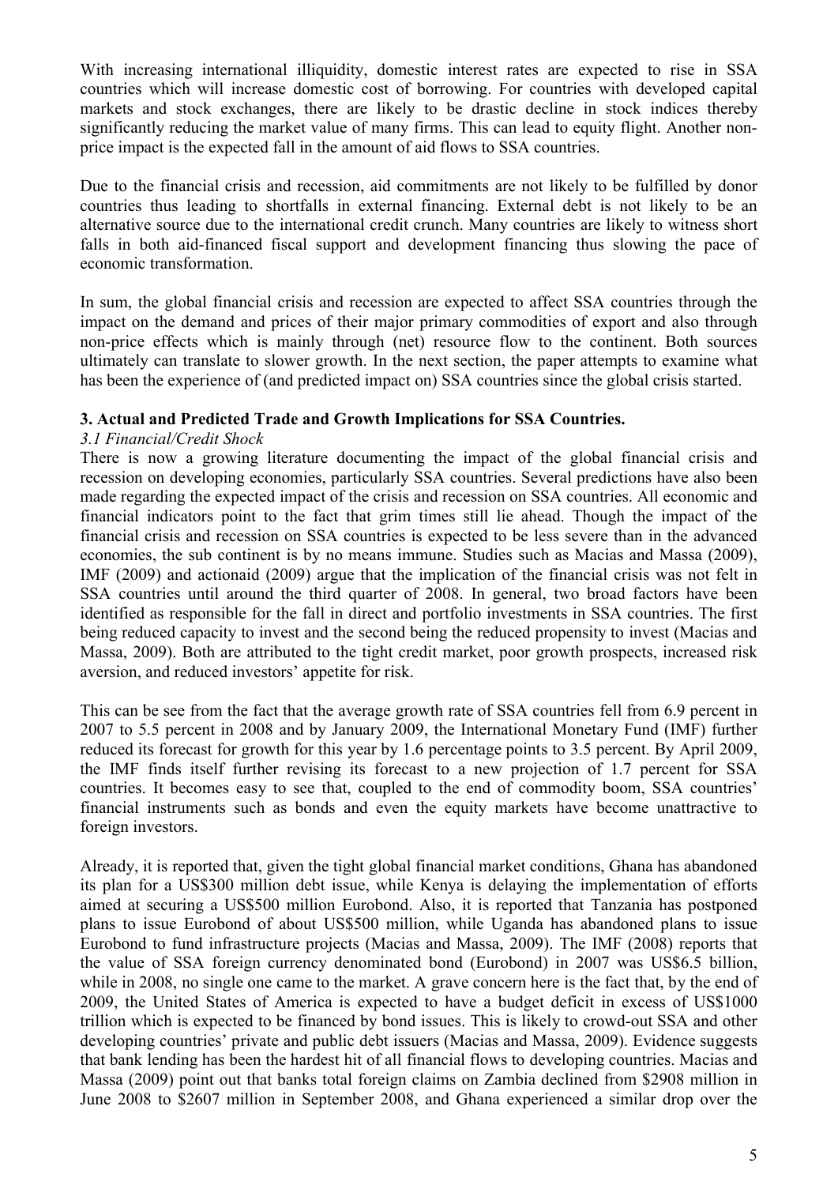With increasing international illiquidity, domestic interest rates are expected to rise in SSA countries which will increase domestic cost of borrowing. For countries with developed capital markets and stock exchanges, there are likely to be drastic decline in stock indices thereby significantly reducing the market value of many firms. This can lead to equity flight. Another non-price impact is the expected fall in the amount of aid flows to SSA countries.

Due to the financial crisis and recession, aid commitments are not likely to be fulfilled by donor countries thus leading to shortfalls in external financing. External debt is not likely to be an alternative source due to the international credit crunch. Many countries are likely to witness short falls in both aid-financed fiscal support and development financing thus slowing the pace of economic transformation.

In sum, the global financial crisis and recession are expected to affect SSA countries through the impact on the demand and prices of their major primary commodities of export and also through non-price effects which is mainly through (net) resource flow to the continent. Both sources ultimately can translate to slower growth. In the next section, the paper attempts to examine what has been the experience of (and predicted impact on) SSA countries since the global crisis started.

## 3. Actual and Predicted Trade and Growth Implications for SSA Countries.

### *3.1 Financial/Credit Shock*

There is now a growing literature documenting the impact of the global financial crisis and recession on developing economies, particularly SSA countries. Several predictions have also been made regarding the expected impact of the crisis and recession on SSA countries. All economic and financial indicators point to the fact that grim times still lie ahead. Though the impact of the financial crisis and recession on SSA countries is expected to be less severe than in the advanced economies, the sub continent is by no means immune. Studies such as Macias and Massa (2009), IMF (2009) and actionaid (2009) argue that the implication of the financial crisis was not felt in SSA countries until around the third quarter of 2008. In general, two broad factors have been identified as responsible for the fall in direct and portfolio investments in SSA countries. The first being reduced capacity to invest and the second being the reduced propensity to invest (Macias and Massa, 2009). Both are attributed to the tight credit market, poor growth prospects, increased risk aversion, and reduced investors' appetite for risk.

This can be see from the fact that the average growth rate of SSA countries fell from 6.9 percent in 2007 to 5.5 percent in 2008 and by January 2009, the International Monetary Fund (IMF) further reduced its forecast for growth for this year by 1.6 percentage points to 3.5 percent. By April 2009, the IMF finds itself further revising its forecast to a new projection of 1.7 percent for SSA countries. It becomes easy to see that, coupled to the end of commodity boom, SSA countries' financial instruments such as bonds and even the equity markets have become unattractive to foreign investors.

Already, it is reported that, given the tight global financial market conditions, Ghana has abandoned its plan for a US$300 million debt issue, while Kenya is delaying the implementation of efforts aimed at securing a US$500 million Eurobond. Also, it is reported that Tanzania has postponed plans to issue Eurobond of about US$500 million, while Uganda has abandoned plans to issue Eurobond to fund infrastructure projects (Macias and Massa, 2009). The IMF (2008) reports that the value of SSA foreign currency denominated bond (Eurobond) in 2007 was US$6.5 billion, while in 2008, no single one came to the market. A grave concern here is the fact that, by the end of 2009, the United States of America is expected to have a budget deficit in excess of US$1000 trillion which is expected to be financed by bond issues. This is likely to crowd-out SSA and other developing countries' private and public debt issuers (Macias and Massa, 2009). Evidence suggests that bank lending has been the hardest hit of all financial flows to developing countries. Macias and Massa (2009) point out that banks total foreign claims on Zambia declined from $2908 million in June 2008 to $2607 million in September 2008, and Ghana experienced a similar drop over the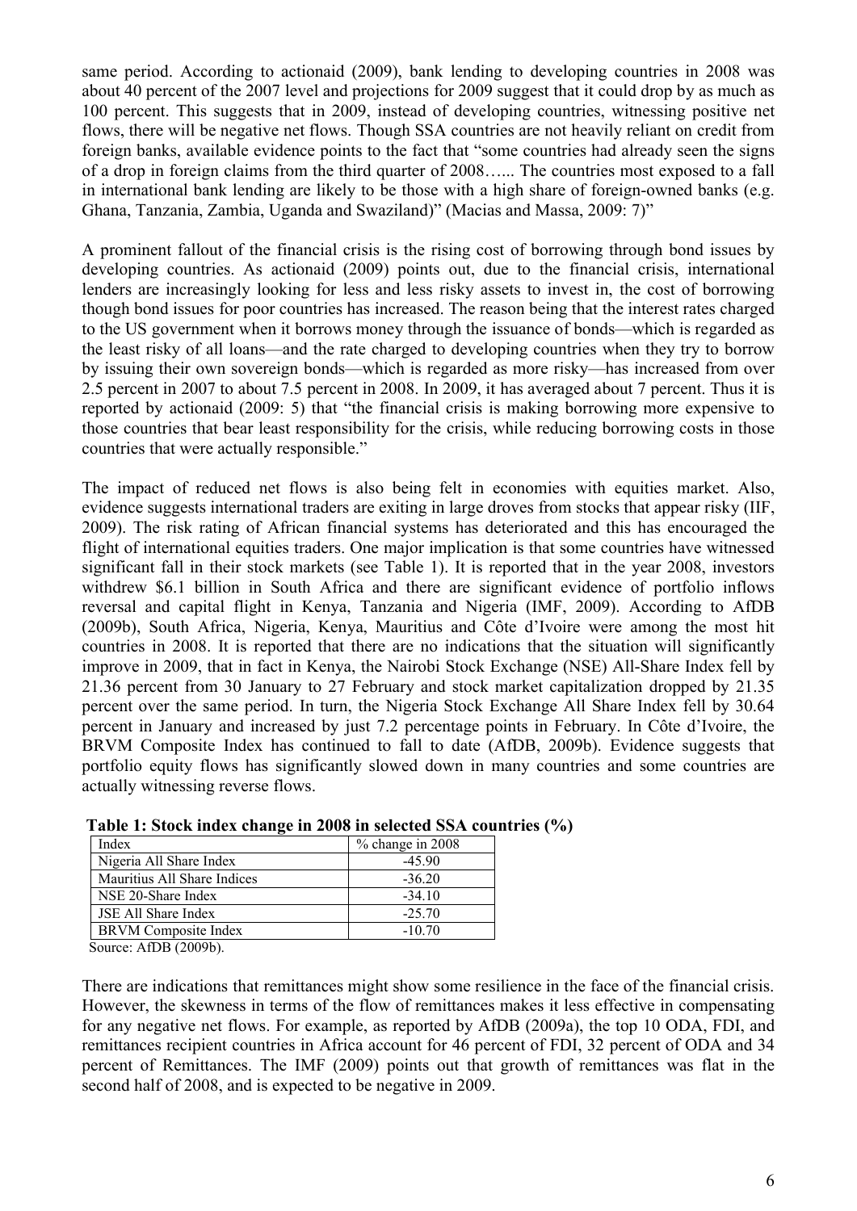same period. According to actionaid (2009), bank lending to developing countries in 2008 was about 40 percent of the 2007 level and projections for 2009 suggest that it could drop by as much as 100 percent. This suggests that in 2009, instead of developing countries, witnessing positive net flows, there will be negative net flows. Though SSA countries are not heavily reliant on credit from foreign banks, available evidence points to the fact that "some countries had already seen the signs of a drop in foreign claims from the third quarter of 2008…... The countries most exposed to a fall in international bank lending are likely to be those with a high share of foreign-owned banks (e.g. Ghana, Tanzania, Zambia, Uganda and Swaziland)" (Macias and Massa, 2009: 7)"

A prominent fallout of the financial crisis is the rising cost of borrowing through bond issues by developing countries. As actionaid (2009) points out, due to the financial crisis, international lenders are increasingly looking for less and less risky assets to invest in, the cost of borrowing though bond issues for poor countries has increased. The reason being that the interest rates charged to the US government when it borrows money through the issuance of bonds—which is regarded as the least risky of all loans—and the rate charged to developing countries when they try to borrow by issuing their own sovereign bonds—which is regarded as more risky—has increased from over 2.5 percent in 2007 to about 7.5 percent in 2008. In 2009, it has averaged about 7 percent. Thus it is reported by actionaid (2009: 5) that "the financial crisis is making borrowing more expensive to those countries that bear least responsibility for the crisis, while reducing borrowing costs in those countries that were actually responsible."

The impact of reduced net flows is also being felt in economies with equities market. Also, evidence suggests international traders are exiting in large droves from stocks that appear risky (IIF, 2009). The risk rating of African financial systems has deteriorated and this has encouraged the flight of international equities traders. One major implication is that some countries have witnessed significant fall in their stock markets (see Table 1). It is reported that in the year 2008, investors withdrew $6.1 billion in South Africa and there are significant evidence of portfolio inflows reversal and capital flight in Kenya, Tanzania and Nigeria (IMF, 2009). According to AfDB (2009b), South Africa, Nigeria, Kenya, Mauritius and Côte d'Ivoire were among the most hit countries in 2008. It is reported that there are no indications that the situation will significantly improve in 2009, that in fact in Kenya, the Nairobi Stock Exchange (NSE) All-Share Index fell by 21.36 percent from 30 January to 27 February and stock market capitalization dropped by 21.35 percent over the same period. In turn, the Nigeria Stock Exchange All Share Index fell by 30.64 percent in January and increased by just 7.2 percentage points in February. In Côte d'Ivoire, the BRVM Composite Index has continued to fall to date (AfDB, 2009b). Evidence suggests that portfolio equity flows has significantly slowed down in many countries and some countries are actually witnessing reverse flows.

**Table 1: Stock index change in 2008 in selected SSA countries (%)**

| Index | % change in 2008 |
|---|---|
| Nigeria All Share Index | -45.90 |
| Mauritius All Share Indices | -36.20 |
| NSE 20-Share Index | -34.10 |
| JSE All Share Index | -25.70 |
| BRVM Composite Index | -10.70 |

Source: AfDB (2009b).

There are indications that remittances might show some resilience in the face of the financial crisis. However, the skewness in terms of the flow of remittances makes it less effective in compensating for any negative net flows. For example, as reported by AfDB (2009a), the top 10 ODA, FDI, and remittances recipient countries in Africa account for 46 percent of FDI, 32 percent of ODA and 34 percent of Remittances. The IMF (2009) points out that growth of remittances was flat in the second half of 2008, and is expected to be negative in 2009.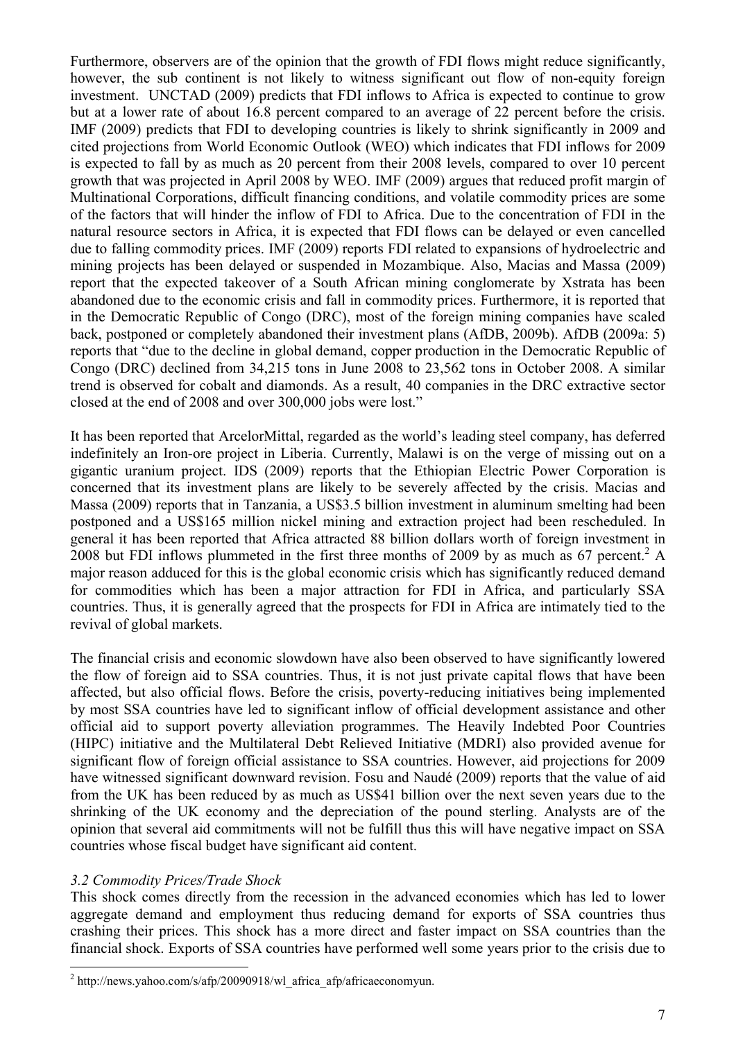Furthermore, observers are of the opinion that the growth of FDI flows might reduce significantly, however, the sub continent is not likely to witness significant out flow of non-equity foreign investment. UNCTAD (2009) predicts that FDI inflows to Africa is expected to continue to grow but at a lower rate of about 16.8 percent compared to an average of 22 percent before the crisis. IMF (2009) predicts that FDI to developing countries is likely to shrink significantly in 2009 and cited projections from World Economic Outlook (WEO) which indicates that FDI inflows for 2009 is expected to fall by as much as 20 percent from their 2008 levels, compared to over 10 percent growth that was projected in April 2008 by WEO. IMF (2009) argues that reduced profit margin of Multinational Corporations, difficult financing conditions, and volatile commodity prices are some of the factors that will hinder the inflow of FDI to Africa. Due to the concentration of FDI in the natural resource sectors in Africa, it is expected that FDI flows can be delayed or even cancelled due to falling commodity prices. IMF (2009) reports FDI related to expansions of hydroelectric and mining projects has been delayed or suspended in Mozambique. Also, Macias and Massa (2009) report that the expected takeover of a South African mining conglomerate by Xstrata has been abandoned due to the economic crisis and fall in commodity prices. Furthermore, it is reported that in the Democratic Republic of Congo (DRC), most of the foreign mining companies have scaled back, postponed or completely abandoned their investment plans (AfDB, 2009b). AfDB (2009a: 5) reports that "due to the decline in global demand, copper production in the Democratic Republic of Congo (DRC) declined from 34,215 tons in June 2008 to 23,562 tons in October 2008. A similar trend is observed for cobalt and diamonds. As a result, 40 companies in the DRC extractive sector closed at the end of 2008 and over 300,000 jobs were lost."

It has been reported that ArcelorMittal, regarded as the world's leading steel company, has deferred indefinitely an Iron-ore project in Liberia. Currently, Malawi is on the verge of missing out on a gigantic uranium project. IDS (2009) reports that the Ethiopian Electric Power Corporation is concerned that its investment plans are likely to be severely affected by the crisis. Macias and Massa (2009) reports that in Tanzania, a US$3.5 billion investment in aluminum smelting had been postponed and a US$165 million nickel mining and extraction project had been rescheduled. In general it has been reported that Africa attracted 88 billion dollars worth of foreign investment in 2008 but FDI inflows plummeted in the first three months of 2009 by as much as 67 percent.[2] A major reason adduced for this is the global economic crisis which has significantly reduced demand for commodities which has been a major attraction for FDI in Africa, and particularly SSA countries. Thus, it is generally agreed that the prospects for FDI in Africa are intimately tied to the revival of global markets.

The financial crisis and economic slowdown have also been observed to have significantly lowered the flow of foreign aid to SSA countries. Thus, it is not just private capital flows that have been affected, but also official flows. Before the crisis, poverty-reducing initiatives being implemented by most SSA countries have led to significant inflow of official development assistance and other official aid to support poverty alleviation programmes. The Heavily Indebted Poor Countries (HIPC) initiative and the Multilateral Debt Relieved Initiative (MDRI) also provided avenue for significant flow of foreign official assistance to SSA countries. However, aid projections for 2009 have witnessed significant downward revision. Fosu and Naudé (2009) reports that the value of aid from the UK has been reduced by as much as US$41 billion over the next seven years due to the shrinking of the UK economy and the depreciation of the pound sterling. Analysts are of the opinion that several aid commitments will not be fulfill thus this will have negative impact on SSA countries whose fiscal budget have significant aid content.

*3.2 Commodity Prices/Trade Shock*

This shock comes directly from the recession in the advanced economies which has led to lower aggregate demand and employment thus reducing demand for exports of SSA countries thus crashing their prices. This shock has a more direct and faster impact on SSA countries than the financial shock. Exports of SSA countries have performed well some years prior to the crisis due to

[2] http://news.yahoo.com/s/afp/20090918/wl_africa_afp/africaeconomyun.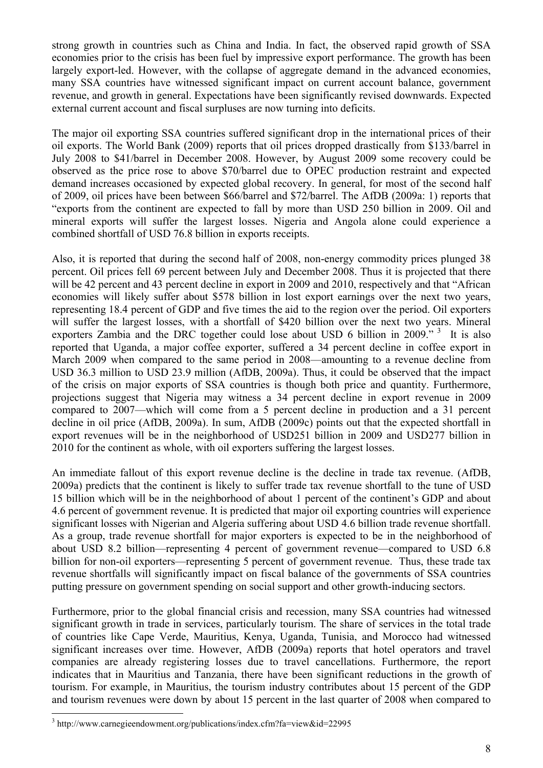strong growth in countries such as China and India. In fact, the observed rapid growth of SSA economies prior to the crisis has been fuel by impressive export performance. The growth has been largely export-led. However, with the collapse of aggregate demand in the advanced economies, many SSA countries have witnessed significant impact on current account balance, government revenue, and growth in general. Expectations have been significantly revised downwards. Expected external current account and fiscal surpluses are now turning into deficits.

The major oil exporting SSA countries suffered significant drop in the international prices of their oil exports. The World Bank (2009) reports that oil prices dropped drastically from $133/barrel in July 2008 to $41/barrel in December 2008. However, by August 2009 some recovery could be observed as the price rose to above $70/barrel due to OPEC production restraint and expected demand increases occasioned by expected global recovery. In general, for most of the second half of 2009, oil prices have been between $66/barrel and $72/barrel. The AfDB (2009a: 1) reports that "exports from the continent are expected to fall by more than USD 250 billion in 2009. Oil and mineral exports will suffer the largest losses. Nigeria and Angola alone could experience a combined shortfall of USD 76.8 billion in exports receipts.

Also, it is reported that during the second half of 2008, non-energy commodity prices plunged 38 percent. Oil prices fell 69 percent between July and December 2008. Thus it is projected that there will be 42 percent and 43 percent decline in export in 2009 and 2010, respectively and that "African economies will likely suffer about $578 billion in lost export earnings over the next two years, representing 18.4 percent of GDP and five times the aid to the region over the period. Oil exporters will suffer the largest losses, with a shortfall of $420 billion over the next two years. Mineral exporters Zambia and the DRC together could lose about USD 6 billion in 2009."[3] It is also reported that Uganda, a major coffee exporter, suffered a 34 percent decline in coffee export in March 2009 when compared to the same period in 2008—amounting to a revenue decline from USD 36.3 million to USD 23.9 million (AfDB, 2009a). Thus, it could be observed that the impact of the crisis on major exports of SSA countries is though both price and quantity. Furthermore, projections suggest that Nigeria may witness a 34 percent decline in export revenue in 2009 compared to 2007—which will come from a 5 percent decline in production and a 31 percent decline in oil price (AfDB, 2009a). In sum, AfDB (2009c) points out that the expected shortfall in export revenues will be in the neighborhood of USD251 billion in 2009 and USD277 billion in 2010 for the continent as whole, with oil exporters suffering the largest losses.

An immediate fallout of this export revenue decline is the decline in trade tax revenue. (AfDB, 2009a) predicts that the continent is likely to suffer trade tax revenue shortfall to the tune of USD 15 billion which will be in the neighborhood of about 1 percent of the continent's GDP and about 4.6 percent of government revenue. It is predicted that major oil exporting countries will experience significant losses with Nigerian and Algeria suffering about USD 4.6 billion trade revenue shortfall. As a group, trade revenue shortfall for major exporters is expected to be in the neighborhood of about USD 8.2 billion—representing 4 percent of government revenue—compared to USD 6.8 billion for non-oil exporters—representing 5 percent of government revenue. Thus, these trade tax revenue shortfalls will significantly impact on fiscal balance of the governments of SSA countries putting pressure on government spending on social support and other growth-inducing sectors.

Furthermore, prior to the global financial crisis and recession, many SSA countries had witnessed significant growth in trade in services, particularly tourism. The share of services in the total trade of countries like Cape Verde, Mauritius, Kenya, Uganda, Tunisia, and Morocco had witnessed significant increases over time. However, AfDB (2009a) reports that hotel operators and travel companies are already registering losses due to travel cancellations. Furthermore, the report indicates that in Mauritius and Tanzania, there have been significant reductions in the growth of tourism. For example, in Mauritius, the tourism industry contributes about 15 percent of the GDP and tourism revenues were down by about 15 percent in the last quarter of 2008 when compared to

[3] http://www.carnegieendowment.org/publications/index.cfm?fa=view&id=22995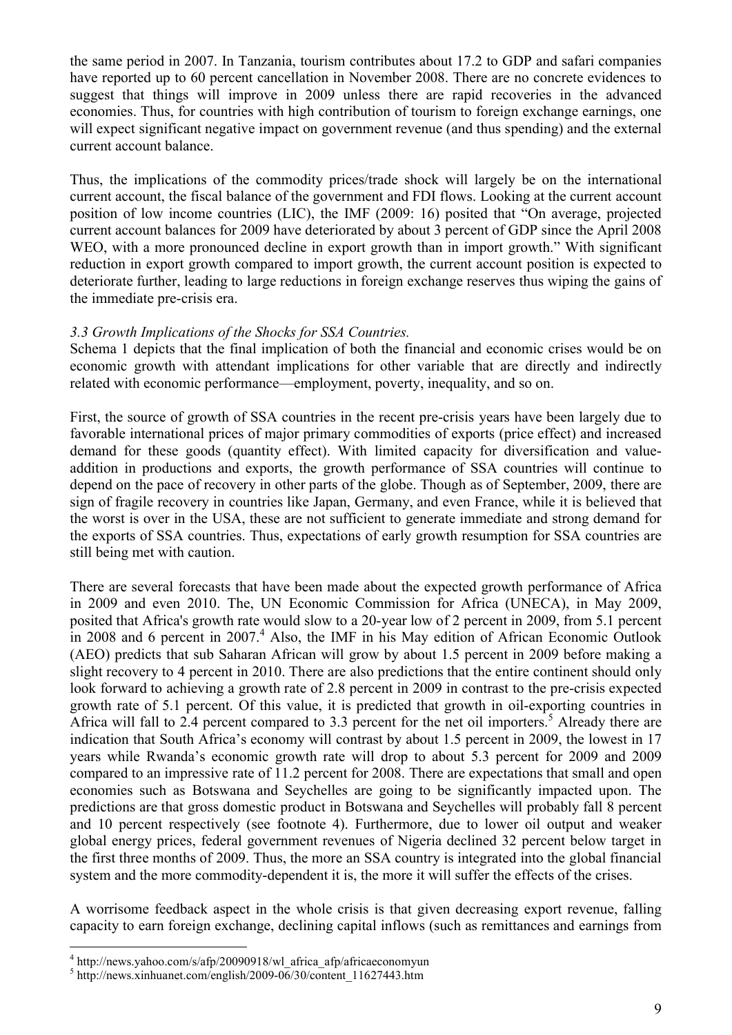the same period in 2007. In Tanzania, tourism contributes about 17.2 to GDP and safari companies have reported up to 60 percent cancellation in November 2008. There are no concrete evidences to suggest that things will improve in 2009 unless there are rapid recoveries in the advanced economies. Thus, for countries with high contribution of tourism to foreign exchange earnings, one will expect significant negative impact on government revenue (and thus spending) and the external current account balance.

Thus, the implications of the commodity prices/trade shock will largely be on the international current account, the fiscal balance of the government and FDI flows. Looking at the current account position of low income countries (LIC), the IMF (2009: 16) posited that "On average, projected current account balances for 2009 have deteriorated by about 3 percent of GDP since the April 2008 WEO, with a more pronounced decline in export growth than in import growth." With significant reduction in export growth compared to import growth, the current account position is expected to deteriorate further, leading to large reductions in foreign exchange reserves thus wiping the gains of the immediate pre-crisis era.

### *3.3 Growth Implications of the Shocks for SSA Countries.*

Schema 1 depicts that the final implication of both the financial and economic crises would be on economic growth with attendant implications for other variable that are directly and indirectly related with economic performance—employment, poverty, inequality, and so on.

First, the source of growth of SSA countries in the recent pre-crisis years have been largely due to favorable international prices of major primary commodities of exports (price effect) and increased demand for these goods (quantity effect). With limited capacity for diversification and value-addition in productions and exports, the growth performance of SSA countries will continue to depend on the pace of recovery in other parts of the globe. Though as of September, 2009, there are sign of fragile recovery in countries like Japan, Germany, and even France, while it is believed that the worst is over in the USA, these are not sufficient to generate immediate and strong demand for the exports of SSA countries. Thus, expectations of early growth resumption for SSA countries are still being met with caution.

There are several forecasts that have been made about the expected growth performance of Africa in 2009 and even 2010. The, UN Economic Commission for Africa (UNECA), in May 2009, posited that Africa's growth rate would slow to a 20-year low of 2 percent in 2009, from 5.1 percent in 2008 and 6 percent in 2007.[4] Also, the IMF in his May edition of African Economic Outlook (AEO) predicts that sub Saharan African will grow by about 1.5 percent in 2009 before making a slight recovery to 4 percent in 2010. There are also predictions that the entire continent should only look forward to achieving a growth rate of 2.8 percent in 2009 in contrast to the pre-crisis expected growth rate of 5.1 percent. Of this value, it is predicted that growth in oil-exporting countries in Africa will fall to 2.4 percent compared to 3.3 percent for the net oil importers.[5] Already there are indication that South Africa's economy will contrast by about 1.5 percent in 2009, the lowest in 17 years while Rwanda's economic growth rate will drop to about 5.3 percent for 2009 and 2009 compared to an impressive rate of 11.2 percent for 2008. There are expectations that small and open economies such as Botswana and Seychelles are going to be significantly impacted upon. The predictions are that gross domestic product in Botswana and Seychelles will probably fall 8 percent and 10 percent respectively (see footnote 4). Furthermore, due to lower oil output and weaker global energy prices, federal government revenues of Nigeria declined 32 percent below target in the first three months of 2009. Thus, the more an SSA country is integrated into the global financial system and the more commodity-dependent it is, the more it will suffer the effects of the crises.

A worrisome feedback aspect in the whole crisis is that given decreasing export revenue, falling capacity to earn foreign exchange, declining capital inflows (such as remittances and earnings from

[4] http://news.yahoo.com/s/afp/20090918/wl_africa_afp/africaeconomyun
[5] http://news.xinhuanet.com/english/2009-06/30/content_11627443.htm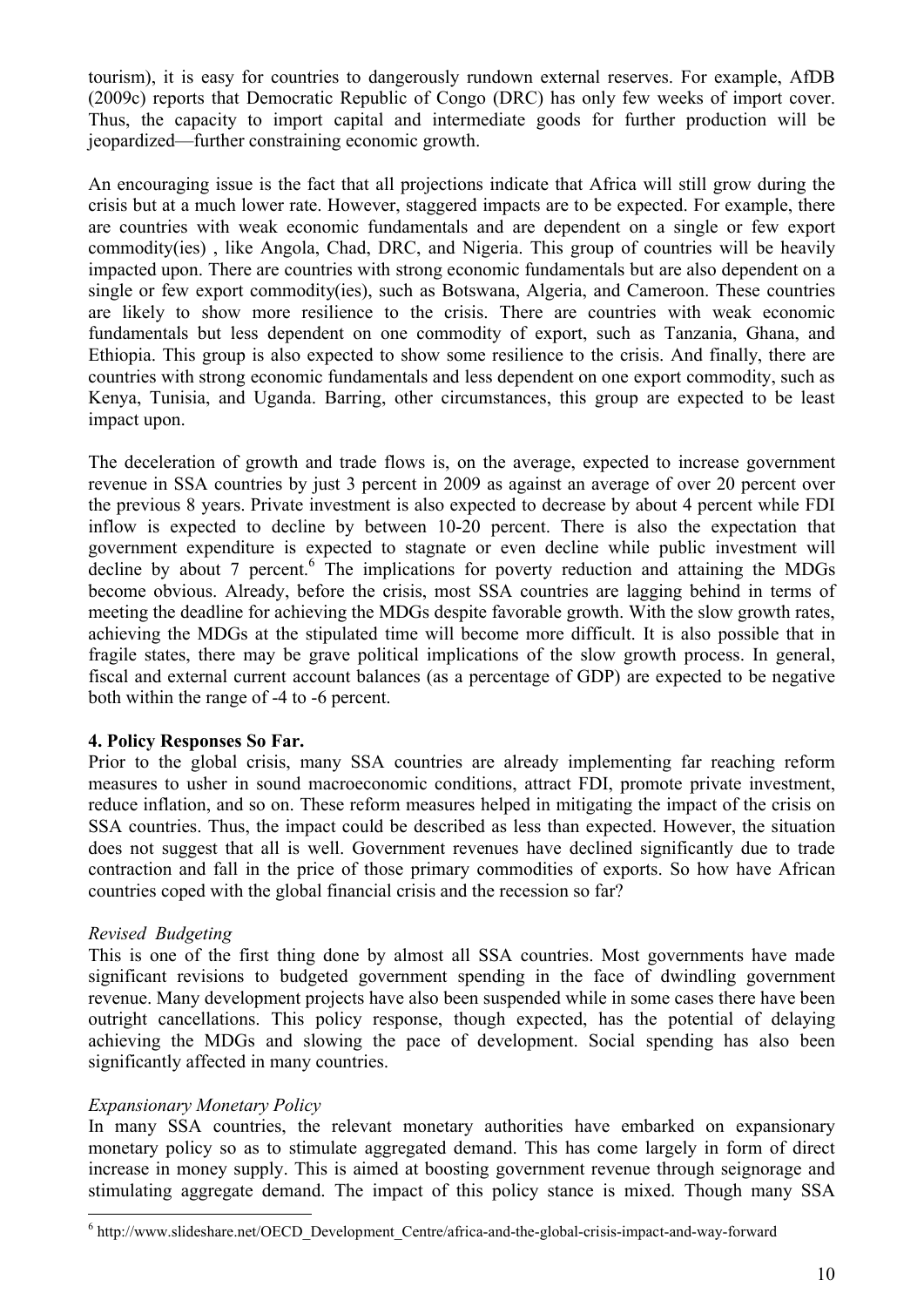tourism), it is easy for countries to dangerously rundown external reserves. For example, AfDB (2009c) reports that Democratic Republic of Congo (DRC) has only few weeks of import cover. Thus, the capacity to import capital and intermediate goods for further production will be jeopardized—further constraining economic growth.

An encouraging issue is the fact that all projections indicate that Africa will still grow during the crisis but at a much lower rate. However, staggered impacts are to be expected. For example, there are countries with weak economic fundamentals and are dependent on a single or few export commodity(ies) , like Angola, Chad, DRC, and Nigeria. This group of countries will be heavily impacted upon. There are countries with strong economic fundamentals but are also dependent on a single or few export commodity(ies), such as Botswana, Algeria, and Cameroon. These countries are likely to show more resilience to the crisis. There are countries with weak economic fundamentals but less dependent on one commodity of export, such as Tanzania, Ghana, and Ethiopia. This group is also expected to show some resilience to the crisis. And finally, there are countries with strong economic fundamentals and less dependent on one export commodity, such as Kenya, Tunisia, and Uganda. Barring, other circumstances, this group are expected to be least impact upon.

The deceleration of growth and trade flows is, on the average, expected to increase government revenue in SSA countries by just 3 percent in 2009 as against an average of over 20 percent over the previous 8 years. Private investment is also expected to decrease by about 4 percent while FDI inflow is expected to decline by between 10-20 percent. There is also the expectation that government expenditure is expected to stagnate or even decline while public investment will decline by about 7 percent.[6] The implications for poverty reduction and attaining the MDGs become obvious. Already, before the crisis, most SSA countries are lagging behind in terms of meeting the deadline for achieving the MDGs despite favorable growth. With the slow growth rates, achieving the MDGs at the stipulated time will become more difficult. It is also possible that in fragile states, there may be grave political implications of the slow growth process. In general, fiscal and external current account balances (as a percentage of GDP) are expected to be negative both within the range of -4 to -6 percent.

**4. Policy Responses So Far.**

Prior to the global crisis, many SSA countries are already implementing far reaching reform measures to usher in sound macroeconomic conditions, attract FDI, promote private investment, reduce inflation, and so on. These reform measures helped in mitigating the impact of the crisis on SSA countries. Thus, the impact could be described as less than expected. However, the situation does not suggest that all is well. Government revenues have declined significantly due to trade contraction and fall in the price of those primary commodities of exports. So how have African countries coped with the global financial crisis and the recession so far?

*Revised Budgeting*

This is one of the first thing done by almost all SSA countries. Most governments have made significant revisions to budgeted government spending in the face of dwindling government revenue. Many development projects have also been suspended while in some cases there have been outright cancellations. This policy response, though expected, has the potential of delaying achieving the MDGs and slowing the pace of development. Social spending has also been significantly affected in many countries.

*Expansionary Monetary Policy*

In many SSA countries, the relevant monetary authorities have embarked on expansionary monetary policy so as to stimulate aggregated demand. This has come largely in form of direct increase in money supply. This is aimed at boosting government revenue through seignorage and stimulating aggregate demand. The impact of this policy stance is mixed. Though many SSA

---

[6] http://www.slideshare.net/OECD_Development_Centre/africa-and-the-global-crisis-impact-and-way-forward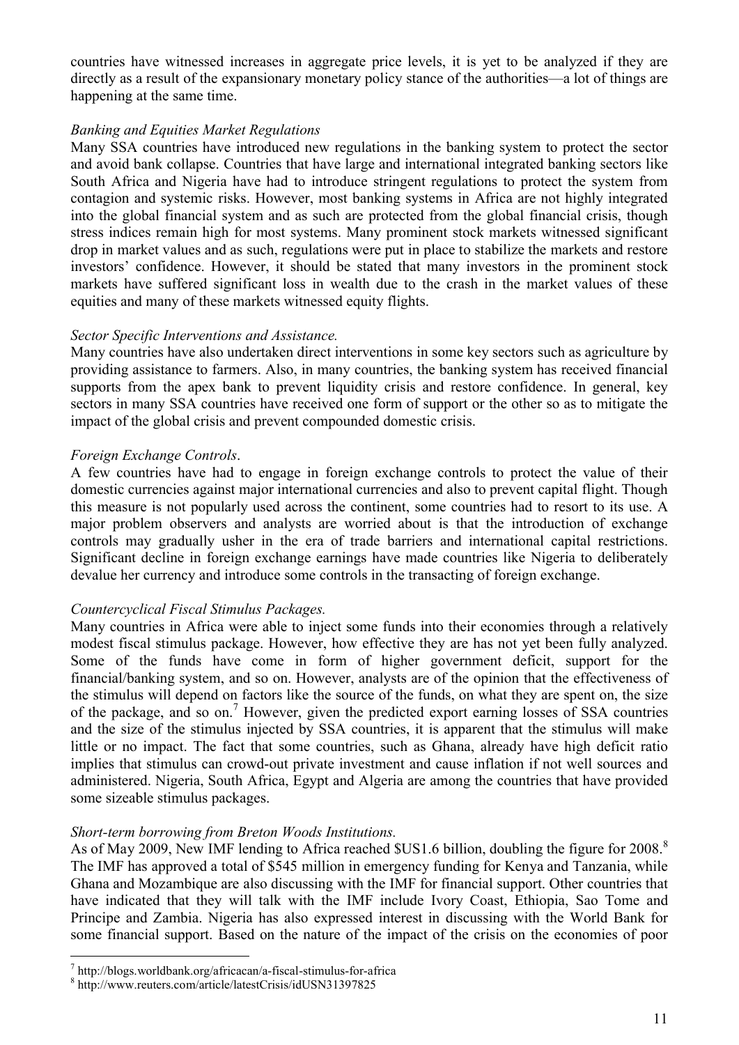countries have witnessed increases in aggregate price levels, it is yet to be analyzed if they are directly as a result of the expansionary monetary policy stance of the authorities—a lot of things are happening at the same time.

*Banking and Equities Market Regulations*

Many SSA countries have introduced new regulations in the banking system to protect the sector and avoid bank collapse. Countries that have large and international integrated banking sectors like South Africa and Nigeria have had to introduce stringent regulations to protect the system from contagion and systemic risks. However, most banking systems in Africa are not highly integrated into the global financial system and as such are protected from the global financial crisis, though stress indices remain high for most systems. Many prominent stock markets witnessed significant drop in market values and as such, regulations were put in place to stabilize the markets and restore investors' confidence. However, it should be stated that many investors in the prominent stock markets have suffered significant loss in wealth due to the crash in the market values of these equities and many of these markets witnessed equity flights.

*Sector Specific Interventions and Assistance.*

Many countries have also undertaken direct interventions in some key sectors such as agriculture by providing assistance to farmers. Also, in many countries, the banking system has received financial supports from the apex bank to prevent liquidity crisis and restore confidence. In general, key sectors in many SSA countries have received one form of support or the other so as to mitigate the impact of the global crisis and prevent compounded domestic crisis.

*Foreign Exchange Controls*.

A few countries have had to engage in foreign exchange controls to protect the value of their domestic currencies against major international currencies and also to prevent capital flight. Though this measure is not popularly used across the continent, some countries had to resort to its use. A major problem observers and analysts are worried about is that the introduction of exchange controls may gradually usher in the era of trade barriers and international capital restrictions. Significant decline in foreign exchange earnings have made countries like Nigeria to deliberately devalue her currency and introduce some controls in the transacting of foreign exchange.

*Countercyclical Fiscal Stimulus Packages.*

Many countries in Africa were able to inject some funds into their economies through a relatively modest fiscal stimulus package. However, how effective they are has not yet been fully analyzed. Some of the funds have come in form of higher government deficit, support for the financial/banking system, and so on. However, analysts are of the opinion that the effectiveness of the stimulus will depend on factors like the source of the funds, on what they are spent on, the size of the package, and so on.[7] However, given the predicted export earning losses of SSA countries and the size of the stimulus injected by SSA countries, it is apparent that the stimulus will make little or no impact. The fact that some countries, such as Ghana, already have high deficit ratio implies that stimulus can crowd-out private investment and cause inflation if not well sources and administered. Nigeria, South Africa, Egypt and Algeria are among the countries that have provided some sizeable stimulus packages.

*Short-term borrowing from Breton Woods Institutions.*

As of May 2009, New IMF lending to Africa reached $US1.6 billion, doubling the figure for 2008.[8] The IMF has approved a total of $545 million in emergency funding for Kenya and Tanzania, while Ghana and Mozambique are also discussing with the IMF for financial support. Other countries that have indicated that they will talk with the IMF include Ivory Coast, Ethiopia, Sao Tome and Principe and Zambia. Nigeria has also expressed interest in discussing with the World Bank for some financial support. Based on the nature of the impact of the crisis on the economies of poor

---

[7] http://blogs.worldbank.org/africacan/a-fiscal-stimulus-for-africa

[8] http://www.reuters.com/article/latestCrisis/idUSN31397825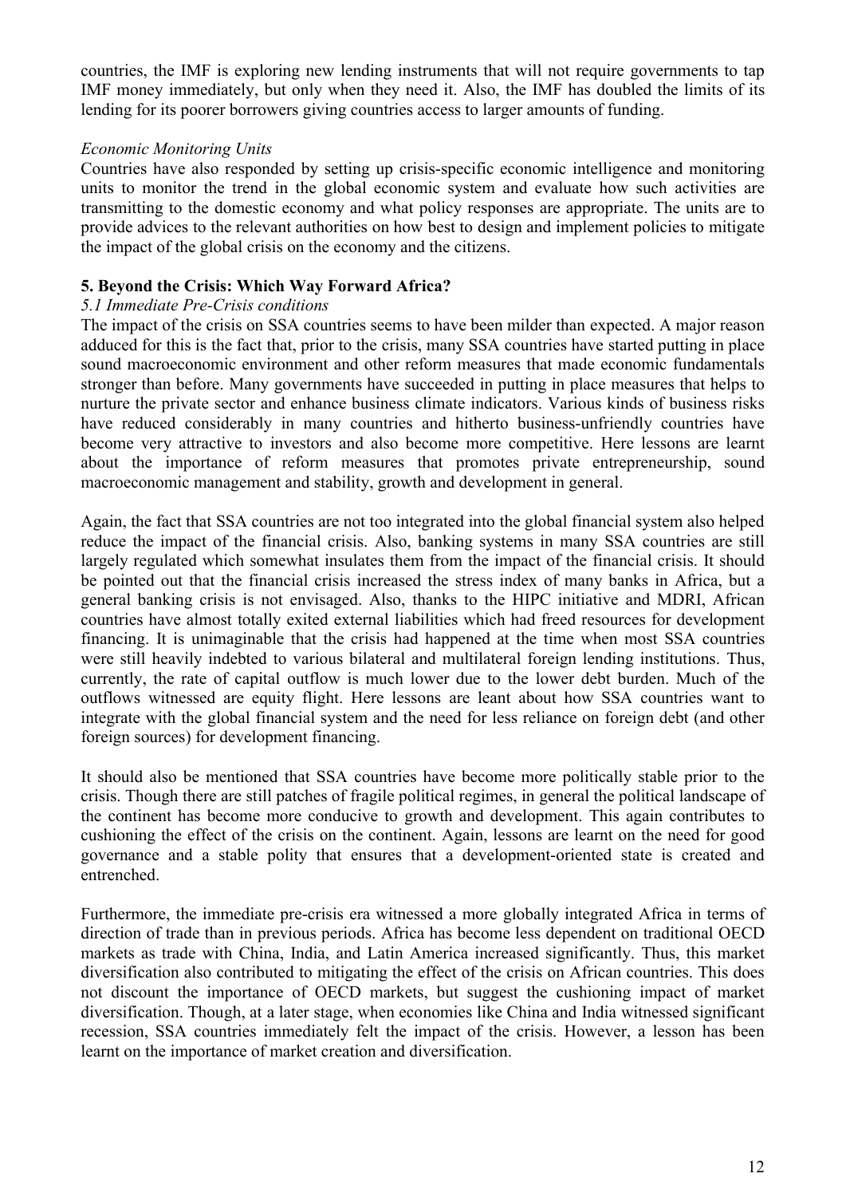countries, the IMF is exploring new lending instruments that will not require governments to tap IMF money immediately, but only when they need it. Also, the IMF has doubled the limits of its lending for its poorer borrowers giving countries access to larger amounts of funding.

*Economic Monitoring Units*

Countries have also responded by setting up crisis-specific economic intelligence and monitoring units to monitor the trend in the global economic system and evaluate how such activities are transmitting to the domestic economy and what policy responses are appropriate. The units are to provide advices to the relevant authorities on how best to design and implement policies to mitigate the impact of the global crisis on the economy and the citizens.

## 5. Beyond the Crisis: Which Way Forward Africa?

### *5.1 Immediate Pre-Crisis conditions*

The impact of the crisis on SSA countries seems to have been milder than expected. A major reason adduced for this is the fact that, prior to the crisis, many SSA countries have started putting in place sound macroeconomic environment and other reform measures that made economic fundamentals stronger than before. Many governments have succeeded in putting in place measures that helps to nurture the private sector and enhance business climate indicators. Various kinds of business risks have reduced considerably in many countries and hitherto business-unfriendly countries have become very attractive to investors and also become more competitive. Here lessons are learnt about the importance of reform measures that promotes private entrepreneurship, sound macroeconomic management and stability, growth and development in general.

Again, the fact that SSA countries are not too integrated into the global financial system also helped reduce the impact of the financial crisis. Also, banking systems in many SSA countries are still largely regulated which somewhat insulates them from the impact of the financial crisis. It should be pointed out that the financial crisis increased the stress index of many banks in Africa, but a general banking crisis is not envisaged. Also, thanks to the HIPC initiative and MDRI, African countries have almost totally exited external liabilities which had freed resources for development financing. It is unimaginable that the crisis had happened at the time when most SSA countries were still heavily indebted to various bilateral and multilateral foreign lending institutions. Thus, currently, the rate of capital outflow is much lower due to the lower debt burden. Much of the outflows witnessed are equity flight. Here lessons are leant about how SSA countries want to integrate with the global financial system and the need for less reliance on foreign debt (and other foreign sources) for development financing.

It should also be mentioned that SSA countries have become more politically stable prior to the crisis. Though there are still patches of fragile political regimes, in general the political landscape of the continent has become more conducive to growth and development. This again contributes to cushioning the effect of the crisis on the continent. Again, lessons are learnt on the need for good governance and a stable polity that ensures that a development-oriented state is created and entrenched.

Furthermore, the immediate pre-crisis era witnessed a more globally integrated Africa in terms of direction of trade than in previous periods. Africa has become less dependent on traditional OECD markets as trade with China, India, and Latin America increased significantly. Thus, this market diversification also contributed to mitigating the effect of the crisis on African countries. This does not discount the importance of OECD markets, but suggest the cushioning impact of market diversification. Though, at a later stage, when economies like China and India witnessed significant recession, SSA countries immediately felt the impact of the crisis. However, a lesson has been learnt on the importance of market creation and diversification.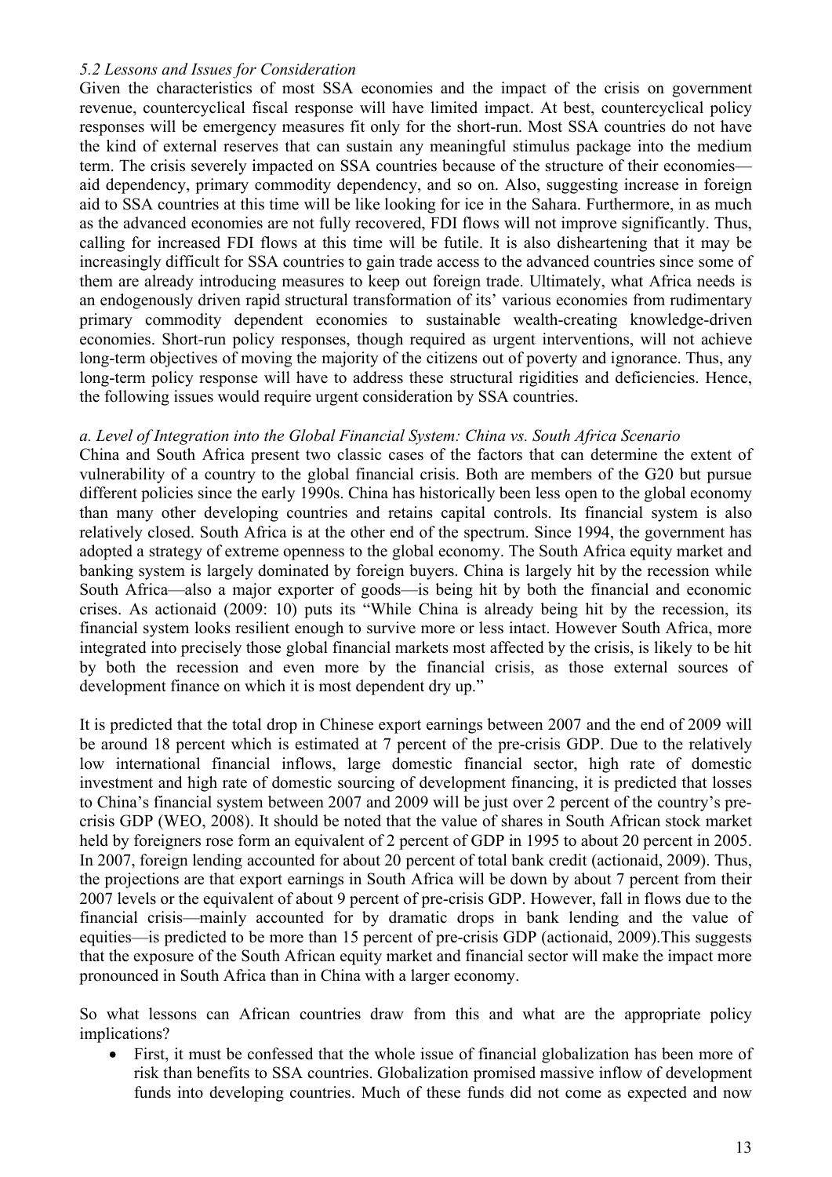*5.2 Lessons and Issues for Consideration*

Given the characteristics of most SSA economies and the impact of the crisis on government revenue, countercyclical fiscal response will have limited impact. At best, countercyclical policy responses will be emergency measures fit only for the short-run. Most SSA countries do not have the kind of external reserves that can sustain any meaningful stimulus package into the medium term. The crisis severely impacted on SSA countries because of the structure of their economies—aid dependency, primary commodity dependency, and so on. Also, suggesting increase in foreign aid to SSA countries at this time will be like looking for ice in the Sahara. Furthermore, in as much as the advanced economies are not fully recovered, FDI flows will not improve significantly. Thus, calling for increased FDI flows at this time will be futile. It is also disheartening that it may be increasingly difficult for SSA countries to gain trade access to the advanced countries since some of them are already introducing measures to keep out foreign trade. Ultimately, what Africa needs is an endogenously driven rapid structural transformation of its' various economies from rudimentary primary commodity dependent economies to sustainable wealth-creating knowledge-driven economies. Short-run policy responses, though required as urgent interventions, will not achieve long-term objectives of moving the majority of the citizens out of poverty and ignorance. Thus, any long-term policy response will have to address these structural rigidities and deficiencies. Hence, the following issues would require urgent consideration by SSA countries.

*a. Level of Integration into the Global Financial System: China vs. South Africa Scenario*

China and South Africa present two classic cases of the factors that can determine the extent of vulnerability of a country to the global financial crisis. Both are members of the G20 but pursue different policies since the early 1990s. China has historically been less open to the global economy than many other developing countries and retains capital controls. Its financial system is also relatively closed. South Africa is at the other end of the spectrum. Since 1994, the government has adopted a strategy of extreme openness to the global economy. The South Africa equity market and banking system is largely dominated by foreign buyers. China is largely hit by the recession while South Africa—also a major exporter of goods—is being hit by both the financial and economic crises. As actionaid (2009: 10) puts its "While China is already being hit by the recession, its financial system looks resilient enough to survive more or less intact. However South Africa, more integrated into precisely those global financial markets most affected by the crisis, is likely to be hit by both the recession and even more by the financial crisis, as those external sources of development finance on which it is most dependent dry up."

It is predicted that the total drop in Chinese export earnings between 2007 and the end of 2009 will be around 18 percent which is estimated at 7 percent of the pre-crisis GDP. Due to the relatively low international financial inflows, large domestic financial sector, high rate of domestic investment and high rate of domestic sourcing of development financing, it is predicted that losses to China's financial system between 2007 and 2009 will be just over 2 percent of the country's pre-crisis GDP (WEO, 2008). It should be noted that the value of shares in South African stock market held by foreigners rose form an equivalent of 2 percent of GDP in 1995 to about 20 percent in 2005. In 2007, foreign lending accounted for about 20 percent of total bank credit (actionaid, 2009). Thus, the projections are that export earnings in South Africa will be down by about 7 percent from their 2007 levels or the equivalent of about 9 percent of pre-crisis GDP. However, fall in flows due to the financial crisis—mainly accounted for by dramatic drops in bank lending and the value of equities—is predicted to be more than 15 percent of pre-crisis GDP (actionaid, 2009).This suggests that the exposure of the South African equity market and financial sector will make the impact more pronounced in South Africa than in China with a larger economy.

So what lessons can African countries draw from this and what are the appropriate policy implications?

- First, it must be confessed that the whole issue of financial globalization has been more of risk than benefits to SSA countries. Globalization promised massive inflow of development funds into developing countries. Much of these funds did not come as expected and now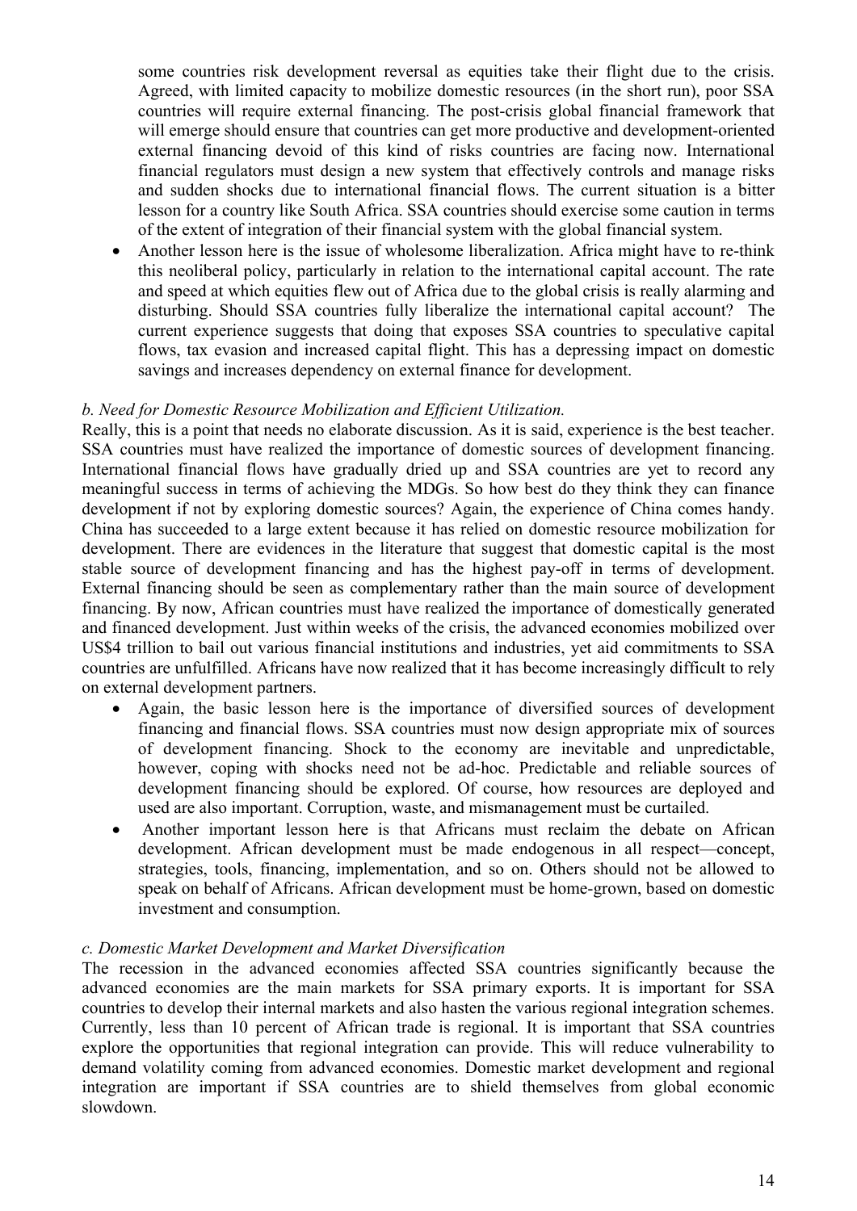some countries risk development reversal as equities take their flight due to the crisis. Agreed, with limited capacity to mobilize domestic resources (in the short run), poor SSA countries will require external financing. The post-crisis global financial framework that will emerge should ensure that countries can get more productive and development-oriented external financing devoid of this kind of risks countries are facing now. International financial regulators must design a new system that effectively controls and manage risks and sudden shocks due to international financial flows. The current situation is a bitter lesson for a country like South Africa. SSA countries should exercise some caution in terms of the extent of integration of their financial system with the global financial system.

- Another lesson here is the issue of wholesome liberalization. Africa might have to re-think this neoliberal policy, particularly in relation to the international capital account. The rate and speed at which equities flew out of Africa due to the global crisis is really alarming and disturbing. Should SSA countries fully liberalize the international capital account? The current experience suggests that doing that exposes SSA countries to speculative capital flows, tax evasion and increased capital flight. This has a depressing impact on domestic savings and increases dependency on external finance for development.

*b. Need for Domestic Resource Mobilization and Efficient Utilization.*

Really, this is a point that needs no elaborate discussion. As it is said, experience is the best teacher. SSA countries must have realized the importance of domestic sources of development financing. International financial flows have gradually dried up and SSA countries are yet to record any meaningful success in terms of achieving the MDGs. So how best do they think they can finance development if not by exploring domestic sources? Again, the experience of China comes handy. China has succeeded to a large extent because it has relied on domestic resource mobilization for development. There are evidences in the literature that suggest that domestic capital is the most stable source of development financing and has the highest pay-off in terms of development. External financing should be seen as complementary rather than the main source of development financing. By now, African countries must have realized the importance of domestically generated and financed development. Just within weeks of the crisis, the advanced economies mobilized over US$4 trillion to bail out various financial institutions and industries, yet aid commitments to SSA countries are unfulfilled. Africans have now realized that it has become increasingly difficult to rely on external development partners.

- Again, the basic lesson here is the importance of diversified sources of development financing and financial flows. SSA countries must now design appropriate mix of sources of development financing. Shock to the economy are inevitable and unpredictable, however, coping with shocks need not be ad-hoc. Predictable and reliable sources of development financing should be explored. Of course, how resources are deployed and used are also important. Corruption, waste, and mismanagement must be curtailed.
- Another important lesson here is that Africans must reclaim the debate on African development. African development must be made endogenous in all respect—concept, strategies, tools, financing, implementation, and so on. Others should not be allowed to speak on behalf of Africans. African development must be home-grown, based on domestic investment and consumption.

*c. Domestic Market Development and Market Diversification*

The recession in the advanced economies affected SSA countries significantly because the advanced economies are the main markets for SSA primary exports. It is important for SSA countries to develop their internal markets and also hasten the various regional integration schemes. Currently, less than 10 percent of African trade is regional. It is important that SSA countries explore the opportunities that regional integration can provide. This will reduce vulnerability to demand volatility coming from advanced economies. Domestic market development and regional integration are important if SSA countries are to shield themselves from global economic slowdown.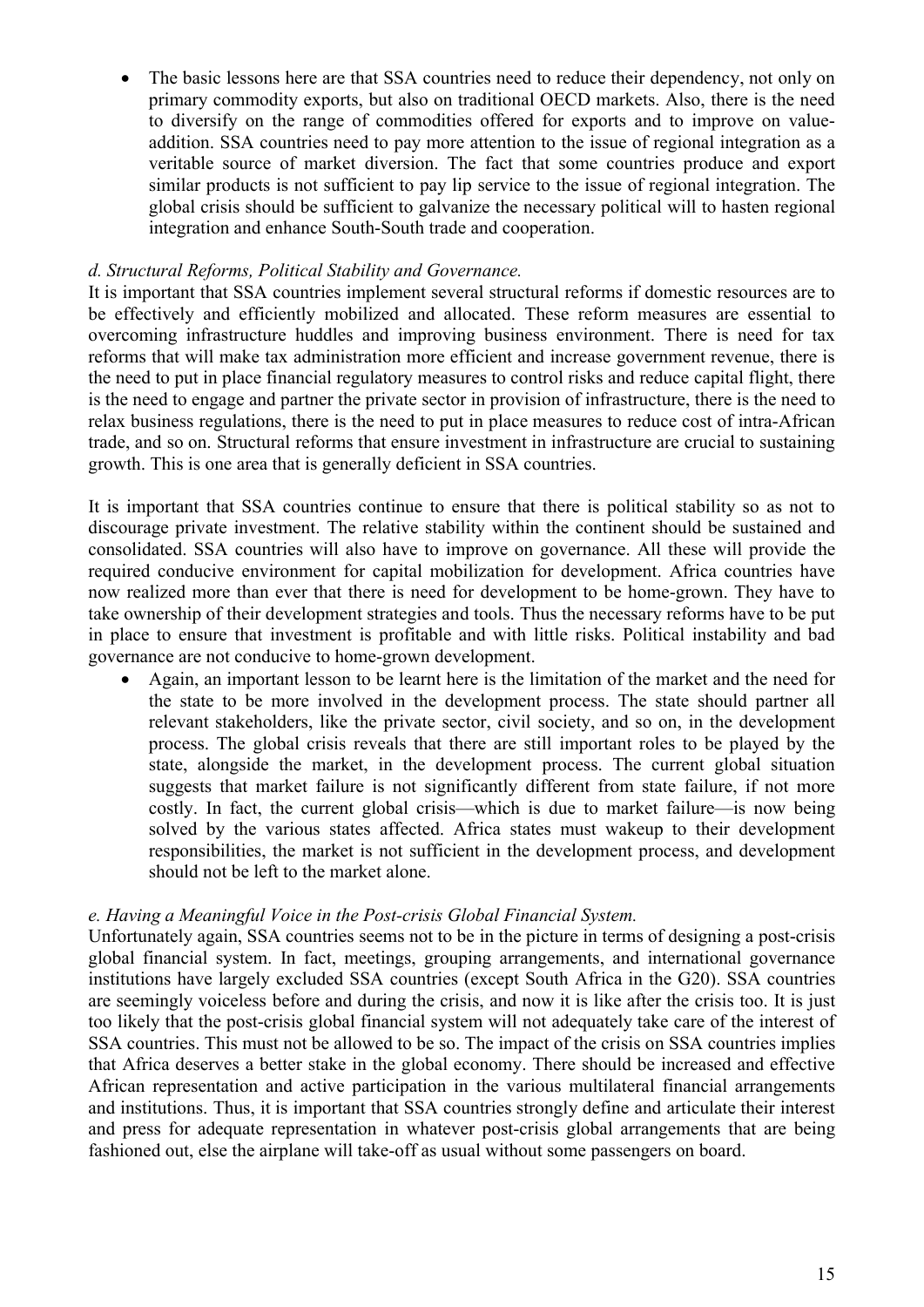- The basic lessons here are that SSA countries need to reduce their dependency, not only on primary commodity exports, but also on traditional OECD markets. Also, there is the need to diversify on the range of commodities offered for exports and to improve on value-addition. SSA countries need to pay more attention to the issue of regional integration as a veritable source of market diversion. The fact that some countries produce and export similar products is not sufficient to pay lip service to the issue of regional integration. The global crisis should be sufficient to galvanize the necessary political will to hasten regional integration and enhance South-South trade and cooperation.

*d. Structural Reforms, Political Stability and Governance.*

It is important that SSA countries implement several structural reforms if domestic resources are to be effectively and efficiently mobilized and allocated. These reform measures are essential to overcoming infrastructure huddles and improving business environment. There is need for tax reforms that will make tax administration more efficient and increase government revenue, there is the need to put in place financial regulatory measures to control risks and reduce capital flight, there is the need to engage and partner the private sector in provision of infrastructure, there is the need to relax business regulations, there is the need to put in place measures to reduce cost of intra-African trade, and so on. Structural reforms that ensure investment in infrastructure are crucial to sustaining growth. This is one area that is generally deficient in SSA countries.

It is important that SSA countries continue to ensure that there is political stability so as not to discourage private investment. The relative stability within the continent should be sustained and consolidated. SSA countries will also have to improve on governance. All these will provide the required conducive environment for capital mobilization for development. Africa countries have now realized more than ever that there is need for development to be home-grown. They have to take ownership of their development strategies and tools. Thus the necessary reforms have to be put in place to ensure that investment is profitable and with little risks. Political instability and bad governance are not conducive to home-grown development.

- Again, an important lesson to be learnt here is the limitation of the market and the need for the state to be more involved in the development process. The state should partner all relevant stakeholders, like the private sector, civil society, and so on, in the development process. The global crisis reveals that there are still important roles to be played by the state, alongside the market, in the development process. The current global situation suggests that market failure is not significantly different from state failure, if not more costly. In fact, the current global crisis—which is due to market failure—is now being solved by the various states affected. Africa states must wakeup to their development responsibilities, the market is not sufficient in the development process, and development should not be left to the market alone.

*e. Having a Meaningful Voice in the Post-crisis Global Financial System.*

Unfortunately again, SSA countries seems not to be in the picture in terms of designing a post-crisis global financial system. In fact, meetings, grouping arrangements, and international governance institutions have largely excluded SSA countries (except South Africa in the G20). SSA countries are seemingly voiceless before and during the crisis, and now it is like after the crisis too. It is just too likely that the post-crisis global financial system will not adequately take care of the interest of SSA countries. This must not be allowed to be so. The impact of the crisis on SSA countries implies that Africa deserves a better stake in the global economy. There should be increased and effective African representation and active participation in the various multilateral financial arrangements and institutions. Thus, it is important that SSA countries strongly define and articulate their interest and press for adequate representation in whatever post-crisis global arrangements that are being fashioned out, else the airplane will take-off as usual without some passengers on board.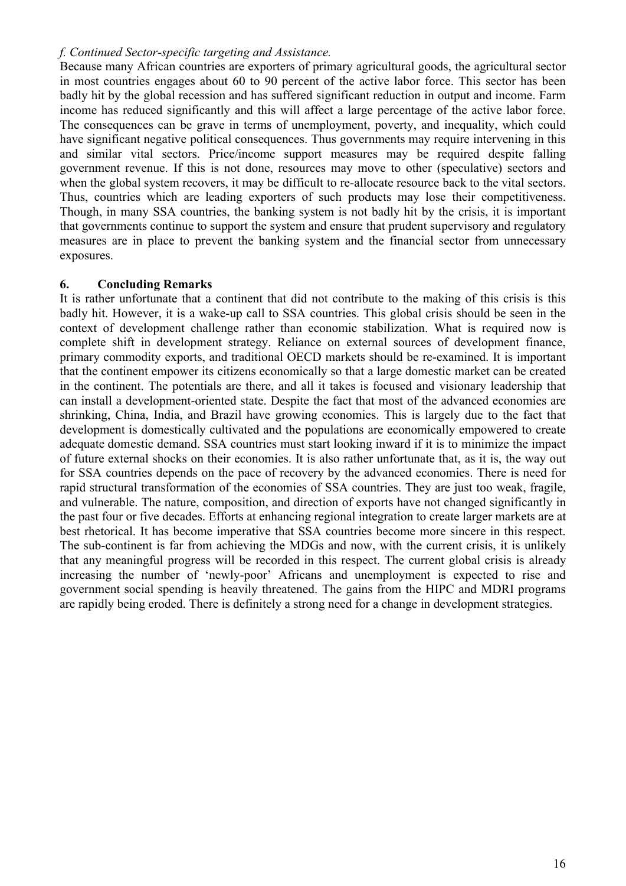*f. Continued Sector-specific targeting and Assistance.*

Because many African countries are exporters of primary agricultural goods, the agricultural sector in most countries engages about 60 to 90 percent of the active labor force. This sector has been badly hit by the global recession and has suffered significant reduction in output and income. Farm income has reduced significantly and this will affect a large percentage of the active labor force. The consequences can be grave in terms of unemployment, poverty, and inequality, which could have significant negative political consequences. Thus governments may require intervening in this and similar vital sectors. Price/income support measures may be required despite falling government revenue. If this is not done, resources may move to other (speculative) sectors and when the global system recovers, it may be difficult to re-allocate resource back to the vital sectors. Thus, countries which are leading exporters of such products may lose their competitiveness. Though, in many SSA countries, the banking system is not badly hit by the crisis, it is important that governments continue to support the system and ensure that prudent supervisory and regulatory measures are in place to prevent the banking system and the financial sector from unnecessary exposures.

## 6. Concluding Remarks

It is rather unfortunate that a continent that did not contribute to the making of this crisis is this badly hit. However, it is a wake-up call to SSA countries. This global crisis should be seen in the context of development challenge rather than economic stabilization. What is required now is complete shift in development strategy. Reliance on external sources of development finance, primary commodity exports, and traditional OECD markets should be re-examined. It is important that the continent empower its citizens economically so that a large domestic market can be created in the continent. The potentials are there, and all it takes is focused and visionary leadership that can install a development-oriented state. Despite the fact that most of the advanced economies are shrinking, China, India, and Brazil have growing economies. This is largely due to the fact that development is domestically cultivated and the populations are economically empowered to create adequate domestic demand. SSA countries must start looking inward if it is to minimize the impact of future external shocks on their economies. It is also rather unfortunate that, as it is, the way out for SSA countries depends on the pace of recovery by the advanced economies. There is need for rapid structural transformation of the economies of SSA countries. They are just too weak, fragile, and vulnerable. The nature, composition, and direction of exports have not changed significantly in the past four or five decades. Efforts at enhancing regional integration to create larger markets are at best rhetorical. It has become imperative that SSA countries become more sincere in this respect. The sub-continent is far from achieving the MDGs and now, with the current crisis, it is unlikely that any meaningful progress will be recorded in this respect. The current global crisis is already increasing the number of 'newly-poor' Africans and unemployment is expected to rise and government social spending is heavily threatened. The gains from the HIPC and MDRI programs are rapidly being eroded. There is definitely a strong need for a change in development strategies.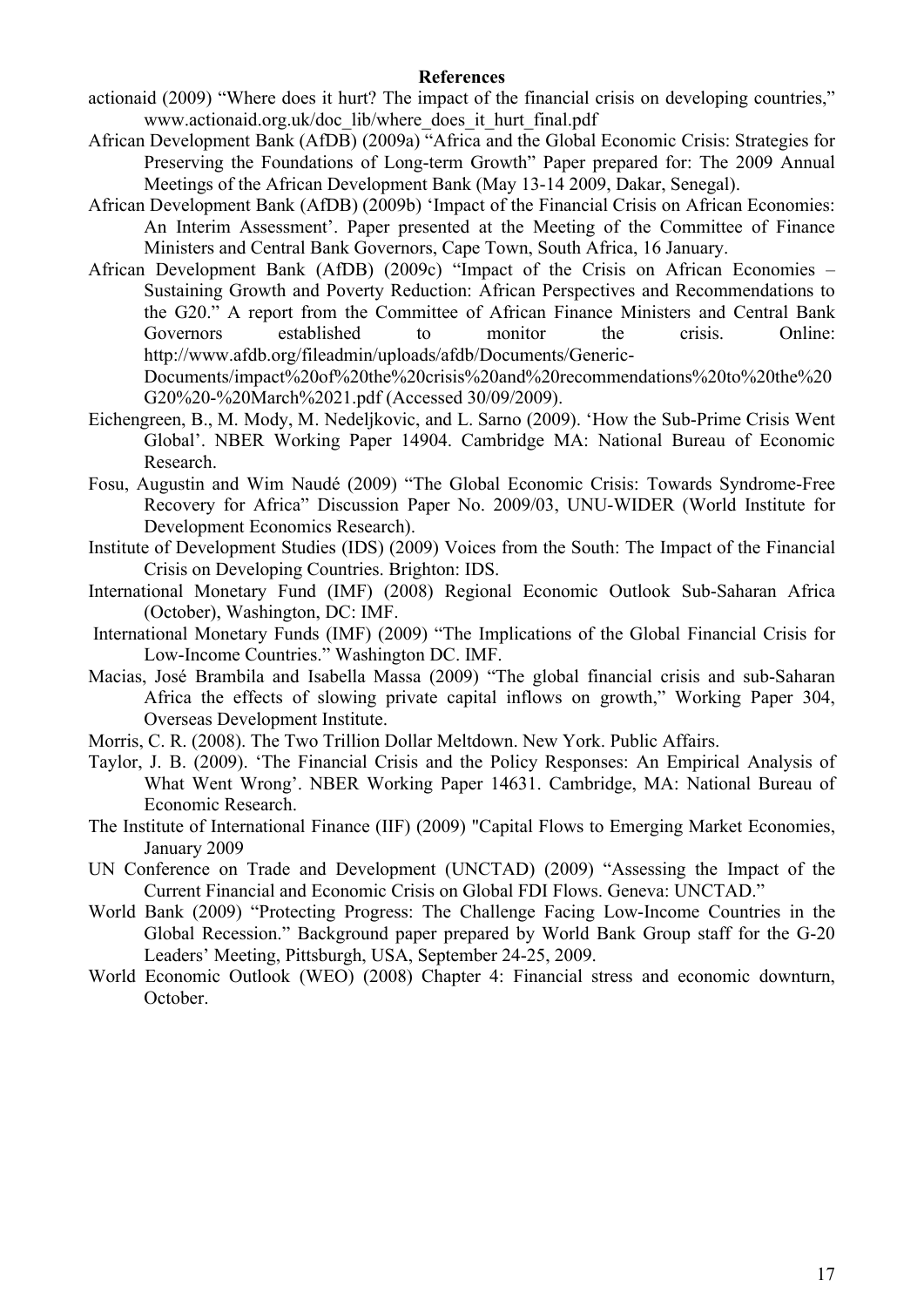**References**

actionaid (2009) “Where does it hurt? The impact of the financial crisis on developing countries,” www.actionaid.org.uk/doc_lib/where_does_it_hurt_final.pdf

African Development Bank (AfDB) (2009a) “Africa and the Global Economic Crisis: Strategies for Preserving the Foundations of Long-term Growth” Paper prepared for: The 2009 Annual Meetings of the African Development Bank (May 13-14 2009, Dakar, Senegal).

African Development Bank (AfDB) (2009b) ‘Impact of the Financial Crisis on African Economies: An Interim Assessment’. Paper presented at the Meeting of the Committee of Finance Ministers and Central Bank Governors, Cape Town, South Africa, 16 January.

African Development Bank (AfDB) (2009c) “Impact of the Crisis on African Economies – Sustaining Growth and Poverty Reduction: African Perspectives and Recommendations to the G20.” A report from the Committee of African Finance Ministers and Central Bank Governors established to monitor the crisis. Online: http://www.afdb.org/fileadmin/uploads/afdb/Documents/Generic-Documents/impact%20of%20the%20crisis%20and%20recommendations%20to%20the%20G20%20-%20March%2021.pdf (Accessed 30/09/2009).

Eichengreen, B., M. Mody, M. Nedeljkovic, and L. Sarno (2009). ‘How the Sub-Prime Crisis Went Global’. NBER Working Paper 14904. Cambridge MA: National Bureau of Economic Research.

Fosu, Augustin and Wim Naudé (2009) “The Global Economic Crisis: Towards Syndrome-Free Recovery for Africa” Discussion Paper No. 2009/03, UNU-WIDER (World Institute for Development Economics Research).

Institute of Development Studies (IDS) (2009) Voices from the South: The Impact of the Financial Crisis on Developing Countries. Brighton: IDS.

International Monetary Fund (IMF) (2008) Regional Economic Outlook Sub-Saharan Africa (October), Washington, DC: IMF.

International Monetary Funds (IMF) (2009) “The Implications of the Global Financial Crisis for Low-Income Countries.” Washington DC. IMF.

Macias, José Brambila and Isabella Massa (2009) “The global financial crisis and sub-Saharan Africa the effects of slowing private capital inflows on growth,” Working Paper 304, Overseas Development Institute.

Morris, C. R. (2008). The Two Trillion Dollar Meltdown. New York. Public Affairs.

Taylor, J. B. (2009). ‘The Financial Crisis and the Policy Responses: An Empirical Analysis of What Went Wrong’. NBER Working Paper 14631. Cambridge, MA: National Bureau of Economic Research.

The Institute of International Finance (IIF) (2009) "Capital Flows to Emerging Market Economies, January 2009

UN Conference on Trade and Development (UNCTAD) (2009) “Assessing the Impact of the Current Financial and Economic Crisis on Global FDI Flows. Geneva: UNCTAD.”

World Bank (2009) “Protecting Progress: The Challenge Facing Low-Income Countries in the Global Recession.” Background paper prepared by World Bank Group staff for the G-20 Leaders’ Meeting, Pittsburgh, USA, September 24-25, 2009.

World Economic Outlook (WEO) (2008) Chapter 4: Financial stress and economic downturn, October.